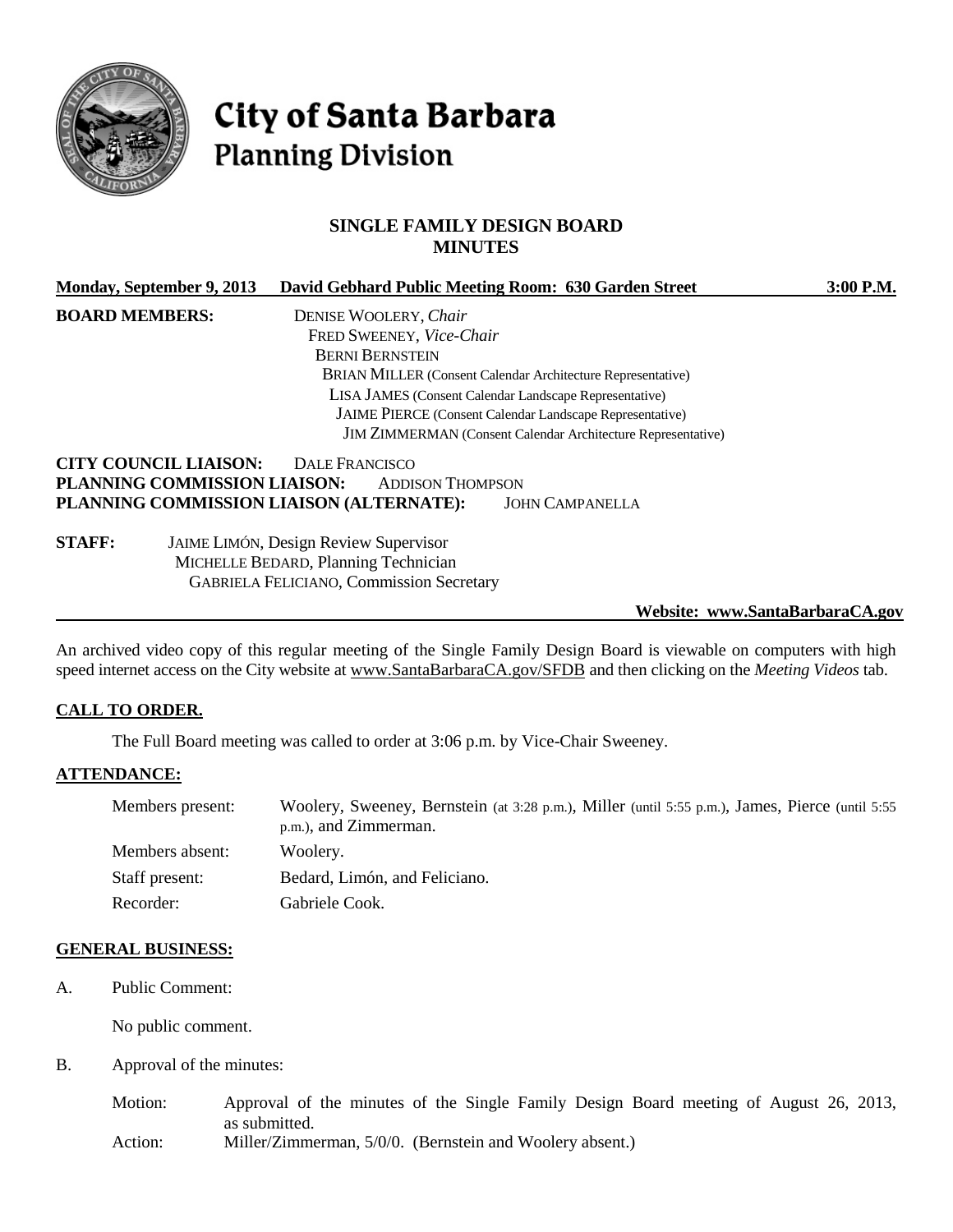# City of Santa Barbara
## Planning Division

### SINGLE FAMILY DESIGN BOARD
### MINUTES

**Monday, September 9, 2013 David Gebhard Public Meeting Room: 630 Garden Street 3:00 P.M.**

**BOARD MEMBERS:**
DENISE WOOLERY, *Chair*
FRED SWEENEY, *Vice-Chair*
BERNI BERNSTEIN
BRIAN MILLER (Consent Calendar Architecture Representative)
LISA JAMES (Consent Calendar Landscape Representative)
JAIME PIERCE (Consent Calendar Landscape Representative)
JIM ZIMMERMAN (Consent Calendar Architecture Representative)

**CITY COUNCIL LIAISON:** DALE FRANCISCO
**PLANNING COMMISSION LIAISON:** ADDISON THOMPSON
**PLANNING COMMISSION LIAISON (ALTERNATE):** JOHN CAMPANELLA

**STAFF:**
JAIME LIMÓN, Design Review Supervisor
MICHELLE BEDARD, Planning Technician
GABRIELA FELICIANO, Commission Secretary

**Website: www.SantaBarbaraCA.gov**

An archived video copy of this regular meeting of the Single Family Design Board is viewable on computers with high speed internet access on the City website at www.SantaBarbaraCA.gov/SFDB and then clicking on the *Meeting Videos* tab.

## CALL TO ORDER.

The Full Board meeting was called to order at 3:06 p.m. by Vice-Chair Sweeney.

## ATTENDANCE:

| | |
|---|---|
| Members present: | Woolery, Sweeney, Bernstein (at 3:28 p.m.), Miller (until 5:55 p.m.), James, Pierce (until 5:55 p.m.), and Zimmerman. |
| Members absent: | Woolery. |
| Staff present: | Bedard, Limón, and Feliciano. |
| Recorder: | Gabriele Cook. |

## GENERAL BUSINESS:

A. Public Comment:

No public comment.

B. Approval of the minutes:

| | |
|---|---|
| Motion: | Approval of the minutes of the Single Family Design Board meeting of August 26, 2013, as submitted. |
| Action: | Miller/Zimmerman, 5/0/0. (Bernstein and Woolery absent.) |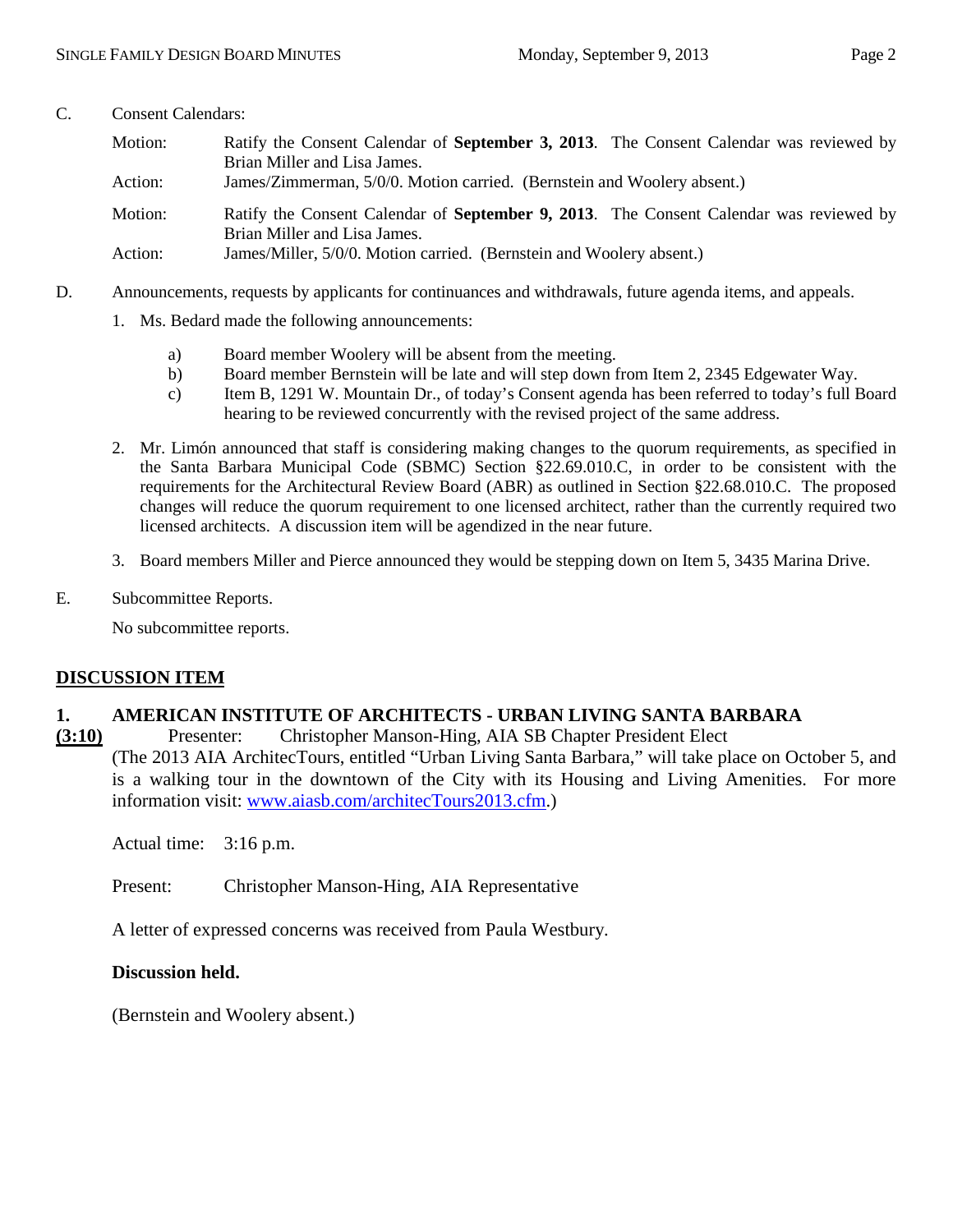C. Consent Calendars:

Motion: Ratify the Consent Calendar of **September 3, 2013**. The Consent Calendar was reviewed by Brian Miller and Lisa James.
Action: James/Zimmerman, 5/0/0. Motion carried. (Bernstein and Woolery absent.)

Motion: Ratify the Consent Calendar of **September 9, 2013**. The Consent Calendar was reviewed by Brian Miller and Lisa James.
Action: James/Miller, 5/0/0. Motion carried. (Bernstein and Woolery absent.)

D. Announcements, requests by applicants for continuances and withdrawals, future agenda items, and appeals.

1. Ms. Bedard made the following announcements:

   a) Board member Woolery will be absent from the meeting.
   b) Board member Bernstein will be late and will step down from Item 2, 2345 Edgewater Way.
   c) Item B, 1291 W. Mountain Dr., of today's Consent agenda has been referred to today's full Board hearing to be reviewed concurrently with the revised project of the same address.

2. Mr. Limón announced that staff is considering making changes to the quorum requirements, as specified in the Santa Barbara Municipal Code (SBMC) Section §22.69.010.C, in order to be consistent with the requirements for the Architectural Review Board (ABR) as outlined in Section §22.68.010.C. The proposed changes will reduce the quorum requirement to one licensed architect, rather than the currently required two licensed architects. A discussion item will be agendized in the near future.

3. Board members Miller and Pierce announced they would be stepping down on Item 5, 3435 Marina Drive.

E. Subcommittee Reports.

No subcommittee reports.

## DISCUSSION ITEM

### 1. AMERICAN INSTITUTE OF ARCHITECTS - URBAN LIVING SANTA BARBARA

**(3:10)** Presenter: Christopher Manson-Hing, AIA SB Chapter President Elect

(The 2013 AIA ArchitecTours, entitled "Urban Living Santa Barbara," will take place on October 5, and is a walking tour in the downtown of the City with its Housing and Living Amenities. For more information visit: [www.aiasb.com/architecTours2013.cfm](www.aiasb.com/architecTours2013.cfm).)

Actual time: 3:16 p.m.

Present: Christopher Manson-Hing, AIA Representative

A letter of expressed concerns was received from Paula Westbury.

**Discussion held.**

(Bernstein and Woolery absent.)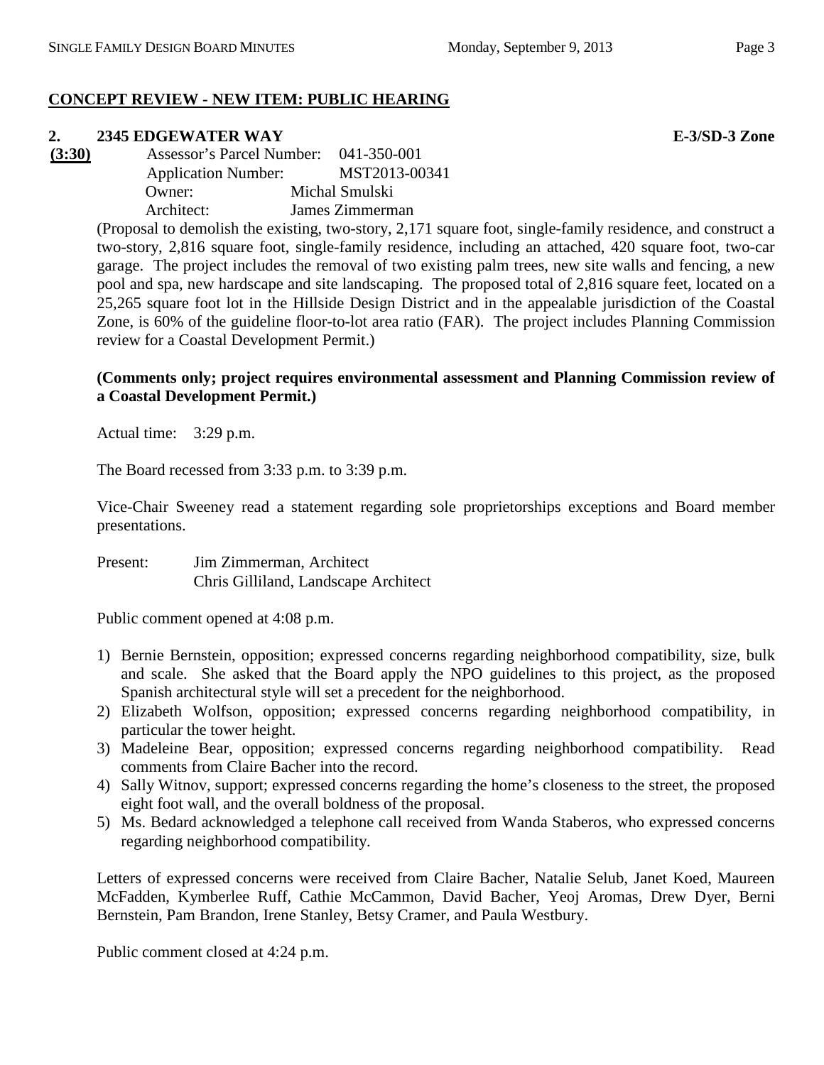**CONCEPT REVIEW - NEW ITEM: PUBLIC HEARING**

**2. 2345 EDGEWATER WAY** **E-3/SD-3 Zone**

**(3:30)**

Assessor's Parcel Number: 041-350-001
Application Number: MST2013-00341
Owner: Michal Smulski
Architect: James Zimmerman

(Proposal to demolish the existing, two-story, 2,171 square foot, single-family residence, and construct a two-story, 2,816 square foot, single-family residence, including an attached, 420 square foot, two-car garage. The project includes the removal of two existing palm trees, new site walls and fencing, a new pool and spa, new hardscape and site landscaping. The proposed total of 2,816 square feet, located on a 25,265 square foot lot in the Hillside Design District and in the appealable jurisdiction of the Coastal Zone, is 60% of the guideline floor-to-lot area ratio (FAR). The project includes Planning Commission review for a Coastal Development Permit.)

**(Comments only; project requires environmental assessment and Planning Commission review of a Coastal Development Permit.)**

Actual time: 3:29 p.m.

The Board recessed from 3:33 p.m. to 3:39 p.m.

Vice-Chair Sweeney read a statement regarding sole proprietorships exceptions and Board member presentations.

Present: Jim Zimmerman, Architect
Chris Gilliland, Landscape Architect

Public comment opened at 4:08 p.m.

1) Bernie Bernstein, opposition; expressed concerns regarding neighborhood compatibility, size, bulk and scale. She asked that the Board apply the NPO guidelines to this project, as the proposed Spanish architectural style will set a precedent for the neighborhood.
2) Elizabeth Wolfson, opposition; expressed concerns regarding neighborhood compatibility, in particular the tower height.
3) Madeleine Bear, opposition; expressed concerns regarding neighborhood compatibility. Read comments from Claire Bacher into the record.
4) Sally Witnov, support; expressed concerns regarding the home's closeness to the street, the proposed eight foot wall, and the overall boldness of the proposal.
5) Ms. Bedard acknowledged a telephone call received from Wanda Staberos, who expressed concerns regarding neighborhood compatibility.

Letters of expressed concerns were received from Claire Bacher, Natalie Selub, Janet Koed, Maureen McFadden, Kymberlee Ruff, Cathie McCammon, David Bacher, Yeoj Aromas, Drew Dyer, Berni Bernstein, Pam Brandon, Irene Stanley, Betsy Cramer, and Paula Westbury.

Public comment closed at 4:24 p.m.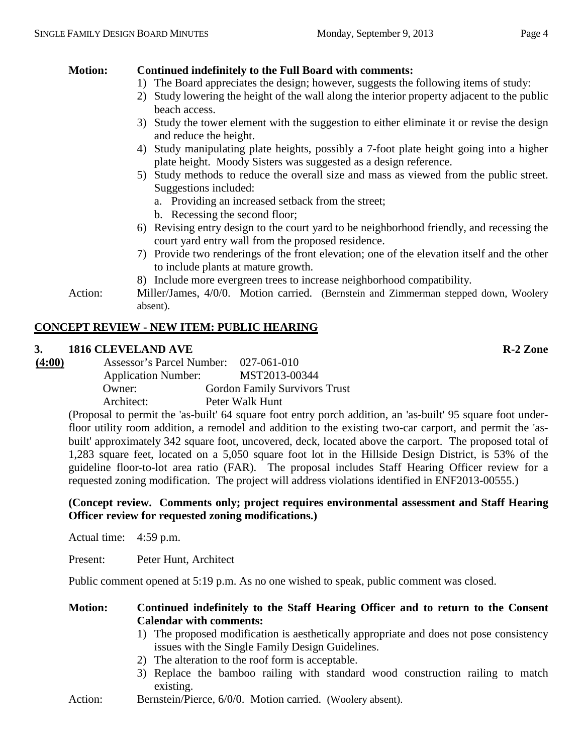**Motion: Continued indefinitely to the Full Board with comments:**

1) The Board appreciates the design; however, suggests the following items of study:
2) Study lowering the height of the wall along the interior property adjacent to the public beach access.
3) Study the tower element with the suggestion to either eliminate it or revise the design and reduce the height.
4) Study manipulating plate heights, possibly a 7-foot plate height going into a higher plate height. Moody Sisters was suggested as a design reference.
5) Study methods to reduce the overall size and mass as viewed from the public street. Suggestions included:
   a. Providing an increased setback from the street;
   b. Recessing the second floor;
6) Revising entry design to the court yard to be neighborhood friendly, and recessing the court yard entry wall from the proposed residence.
7) Provide two renderings of the front elevation; one of the elevation itself and the other to include plants at mature growth.
8) Include more evergreen trees to increase neighborhood compatibility.

Action: Miller/James, 4/0/0. Motion carried. (Bernstein and Zimmerman stepped down, Woolery absent).

## CONCEPT REVIEW - NEW ITEM: PUBLIC HEARING

### 3. 1816 CLEVELAND AVE — R-2 Zone

**(4:00)**

Assessor's Parcel Number: 027-061-010
Application Number: MST2013-00344
Owner: Gordon Family Survivors Trust
Architect: Peter Walk Hunt

(Proposal to permit the 'as-built' 64 square foot entry porch addition, an 'as-built' 95 square foot under-floor utility room addition, a remodel and addition to the existing two-car carport, and permit the 'as-built' approximately 342 square foot, uncovered, deck, located above the carport. The proposed total of 1,283 square feet, located on a 5,050 square foot lot in the Hillside Design District, is 53% of the guideline floor-to-lot area ratio (FAR). The proposal includes Staff Hearing Officer review for a requested zoning modification. The project will address violations identified in ENF2013-00555.)

**(Concept review. Comments only; project requires environmental assessment and Staff Hearing Officer review for requested zoning modifications.)**

Actual time: 4:59 p.m.

Present: Peter Hunt, Architect

Public comment opened at 5:19 p.m. As no one wished to speak, public comment was closed.

**Motion: Continued indefinitely to the Staff Hearing Officer and to return to the Consent Calendar with comments:**

1) The proposed modification is aesthetically appropriate and does not pose consistency issues with the Single Family Design Guidelines.
2) The alteration to the roof form is acceptable.
3) Replace the bamboo railing with standard wood construction railing to match existing.

Action: Bernstein/Pierce, 6/0/0. Motion carried. (Woolery absent).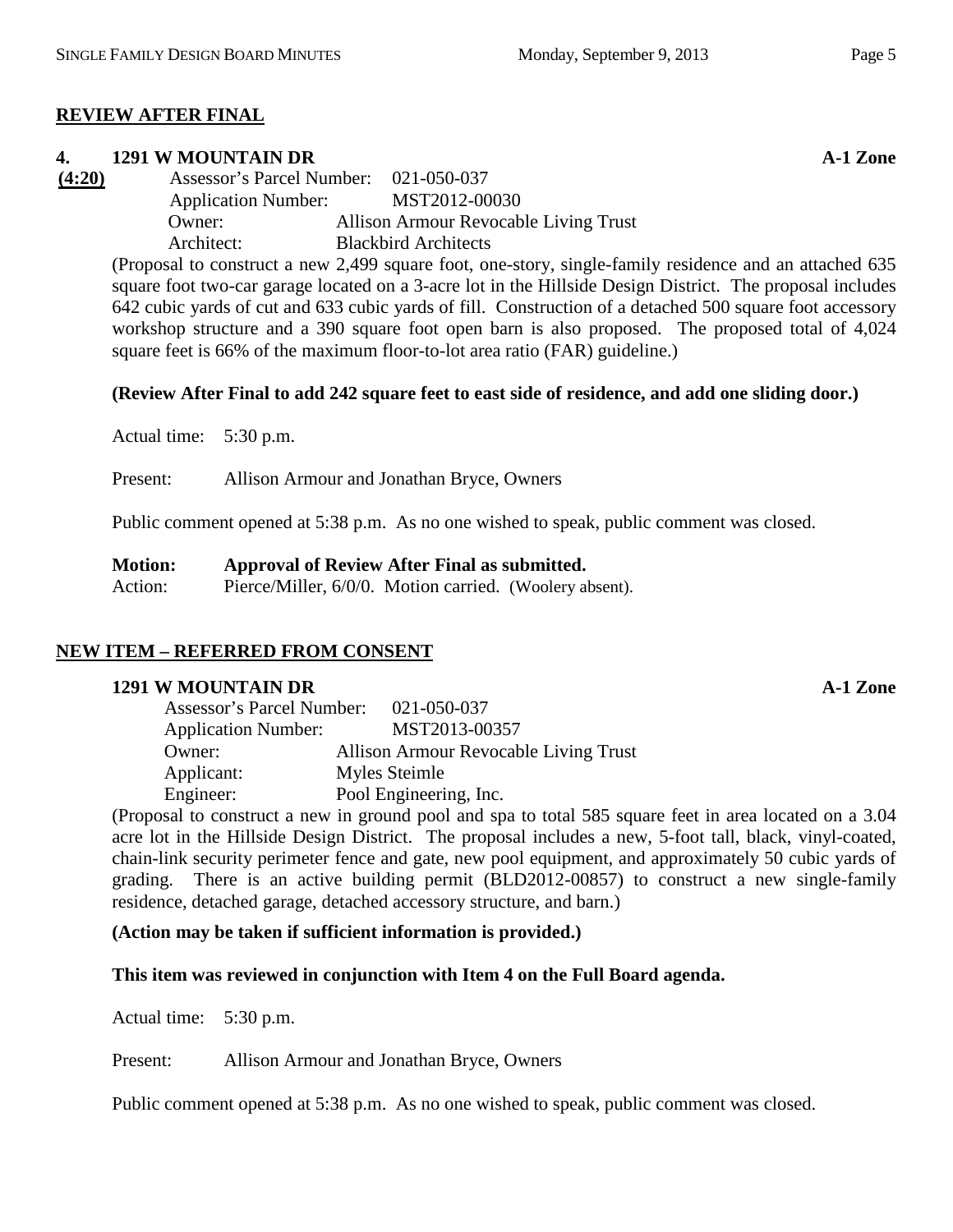## REVIEW AFTER FINAL

### 4. 1291 W MOUNTAIN DR — A-1 Zone

**(4:20)**

Assessor's Parcel Number: 021-050-037
Application Number: MST2012-00030
Owner: Allison Armour Revocable Living Trust
Architect: Blackbird Architects

(Proposal to construct a new 2,499 square foot, one-story, single-family residence and an attached 635 square foot two-car garage located on a 3-acre lot in the Hillside Design District. The proposal includes 642 cubic yards of cut and 633 cubic yards of fill. Construction of a detached 500 square foot accessory workshop structure and a 390 square foot open barn is also proposed. The proposed total of 4,024 square feet is 66% of the maximum floor-to-lot area ratio (FAR) guideline.)

**(Review After Final to add 242 square feet to east side of residence, and add one sliding door.)**

Actual time: 5:30 p.m.

Present: Allison Armour and Jonathan Bryce, Owners

Public comment opened at 5:38 p.m. As no one wished to speak, public comment was closed.

**Motion: Approval of Review After Final as submitted.**
Action: Pierce/Miller, 6/0/0. Motion carried. (Woolery absent).

## NEW ITEM – REFERRED FROM CONSENT

### 1291 W MOUNTAIN DR — A-1 Zone

Assessor's Parcel Number: 021-050-037
Application Number: MST2013-00357
Owner: Allison Armour Revocable Living Trust
Applicant: Myles Steimle
Engineer: Pool Engineering, Inc.

(Proposal to construct a new in ground pool and spa to total 585 square feet in area located on a 3.04 acre lot in the Hillside Design District. The proposal includes a new, 5-foot tall, black, vinyl-coated, chain-link security perimeter fence and gate, new pool equipment, and approximately 50 cubic yards of grading. There is an active building permit (BLD2012-00857) to construct a new single-family residence, detached garage, detached accessory structure, and barn.)

**(Action may be taken if sufficient information is provided.)**

**This item was reviewed in conjunction with Item 4 on the Full Board agenda.**

Actual time: 5:30 p.m.

Present: Allison Armour and Jonathan Bryce, Owners

Public comment opened at 5:38 p.m. As no one wished to speak, public comment was closed.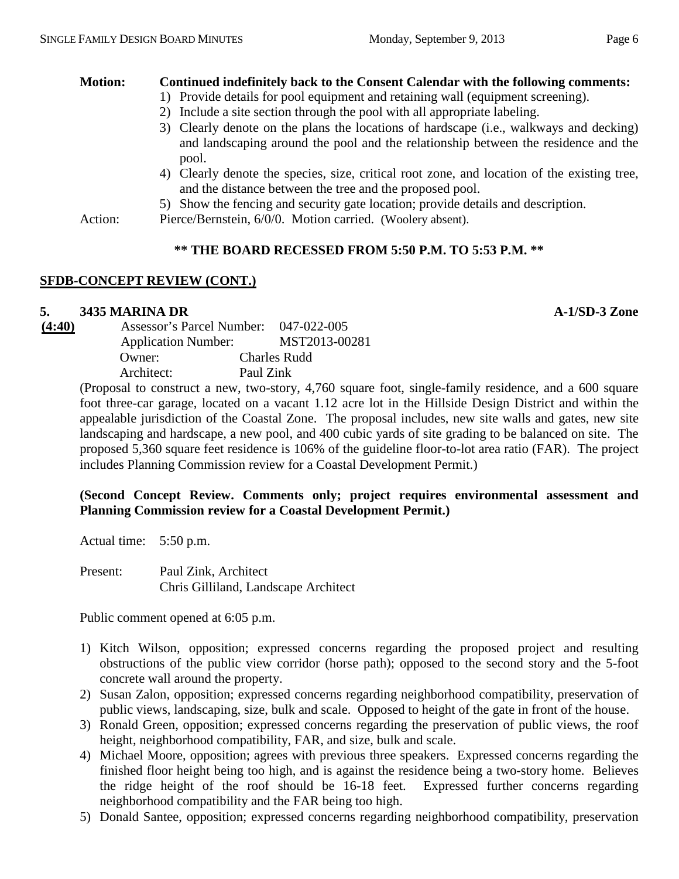**Motion: Continued indefinitely back to the Consent Calendar with the following comments:**

1) Provide details for pool equipment and retaining wall (equipment screening).
2) Include a site section through the pool with all appropriate labeling.
3) Clearly denote on the plans the locations of hardscape (i.e., walkways and decking) and landscaping around the pool and the relationship between the residence and the pool.
4) Clearly denote the species, size, critical root zone, and location of the existing tree, and the distance between the tree and the proposed pool.
5) Show the fencing and security gate location; provide details and description.

Action: Pierce/Bernstein, 6/0/0. Motion carried. (Woolery absent).

**\*\* THE BOARD RECESSED FROM 5:50 P.M. TO 5:53 P.M. \*\***

## SFDB-CONCEPT REVIEW (CONT.)

### 5. 3435 MARINA DR — A-1/SD-3 Zone

**(4:40)**

Assessor's Parcel Number: 047-022-005
Application Number: MST2013-00281
Owner: Charles Rudd
Architect: Paul Zink

(Proposal to construct a new, two-story, 4,760 square foot, single-family residence, and a 600 square foot three-car garage, located on a vacant 1.12 acre lot in the Hillside Design District and within the appealable jurisdiction of the Coastal Zone. The proposal includes, new site walls and gates, new site landscaping and hardscape, a new pool, and 400 cubic yards of site grading to be balanced on site. The proposed 5,360 square feet residence is 106% of the guideline floor-to-lot area ratio (FAR). The project includes Planning Commission review for a Coastal Development Permit.)

**(Second Concept Review. Comments only; project requires environmental assessment and Planning Commission review for a Coastal Development Permit.)**

Actual time: 5:50 p.m.

Present: Paul Zink, Architect
Chris Gilliland, Landscape Architect

Public comment opened at 6:05 p.m.

1) Kitch Wilson, opposition; expressed concerns regarding the proposed project and resulting obstructions of the public view corridor (horse path); opposed to the second story and the 5-foot concrete wall around the property.
2) Susan Zalon, opposition; expressed concerns regarding neighborhood compatibility, preservation of public views, landscaping, size, bulk and scale. Opposed to height of the gate in front of the house.
3) Ronald Green, opposition; expressed concerns regarding the preservation of public views, the roof height, neighborhood compatibility, FAR, and size, bulk and scale.
4) Michael Moore, opposition; agrees with previous three speakers. Expressed concerns regarding the finished floor height being too high, and is against the residence being a two-story home. Believes the ridge height of the roof should be 16-18 feet. Expressed further concerns regarding neighborhood compatibility and the FAR being too high.
5) Donald Santee, opposition; expressed concerns regarding neighborhood compatibility, preservation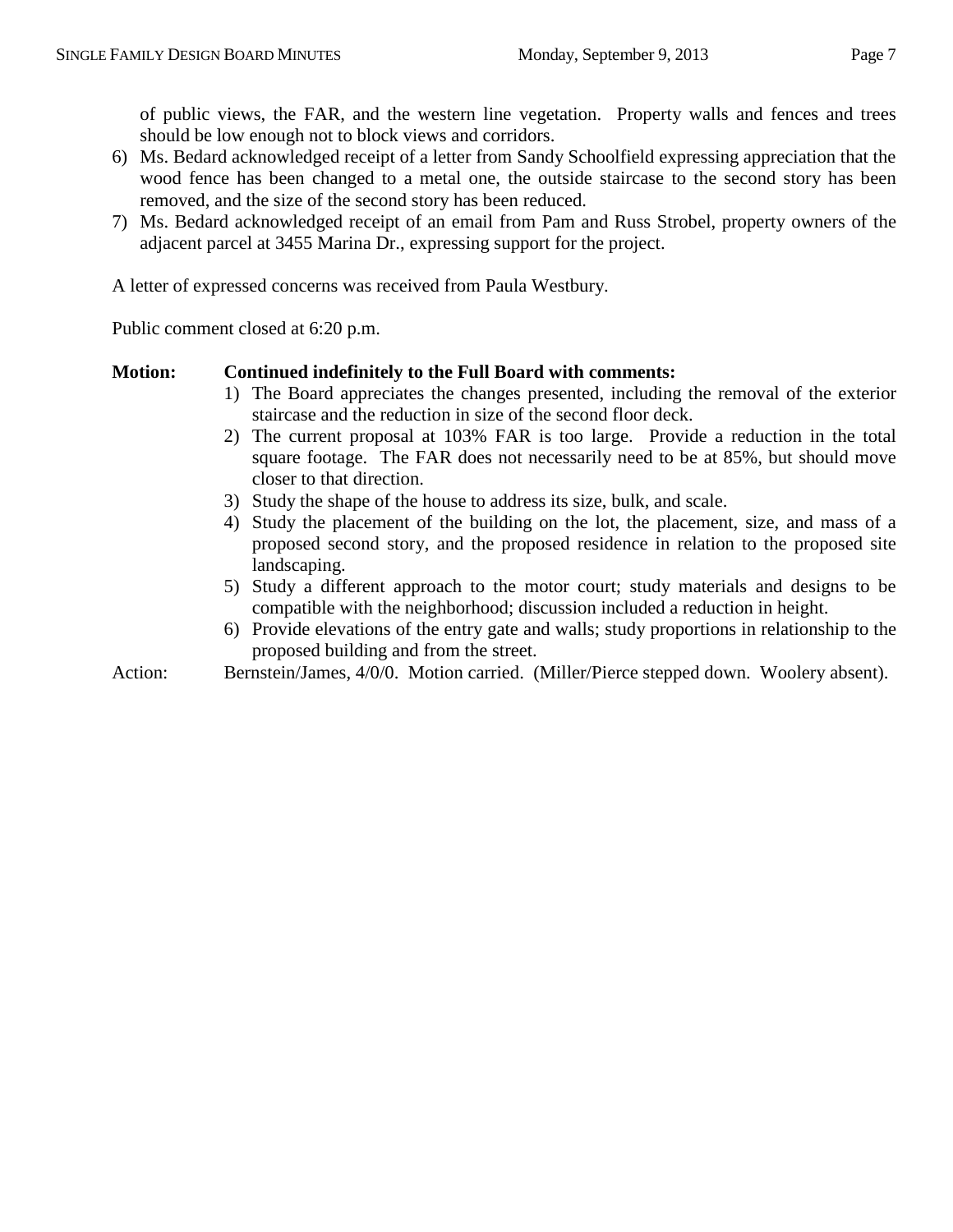of public views, the FAR, and the western line vegetation. Property walls and fences and trees should be low enough not to block views and corridors.

6) Ms. Bedard acknowledged receipt of a letter from Sandy Schoolfield expressing appreciation that the wood fence has been changed to a metal one, the outside staircase to the second story has been removed, and the size of the second story has been reduced.
7) Ms. Bedard acknowledged receipt of an email from Pam and Russ Strobel, property owners of the adjacent parcel at 3455 Marina Dr., expressing support for the project.

A letter of expressed concerns was received from Paula Westbury.

Public comment closed at 6:20 p.m.

**Motion: Continued indefinitely to the Full Board with comments:**

1) The Board appreciates the changes presented, including the removal of the exterior staircase and the reduction in size of the second floor deck.
2) The current proposal at 103% FAR is too large. Provide a reduction in the total square footage. The FAR does not necessarily need to be at 85%, but should move closer to that direction.
3) Study the shape of the house to address its size, bulk, and scale.
4) Study the placement of the building on the lot, the placement, size, and mass of a proposed second story, and the proposed residence in relation to the proposed site landscaping.
5) Study a different approach to the motor court; study materials and designs to be compatible with the neighborhood; discussion included a reduction in height.
6) Provide elevations of the entry gate and walls; study proportions in relationship to the proposed building and from the street.

Action: Bernstein/James, 4/0/0. Motion carried. (Miller/Pierce stepped down. Woolery absent).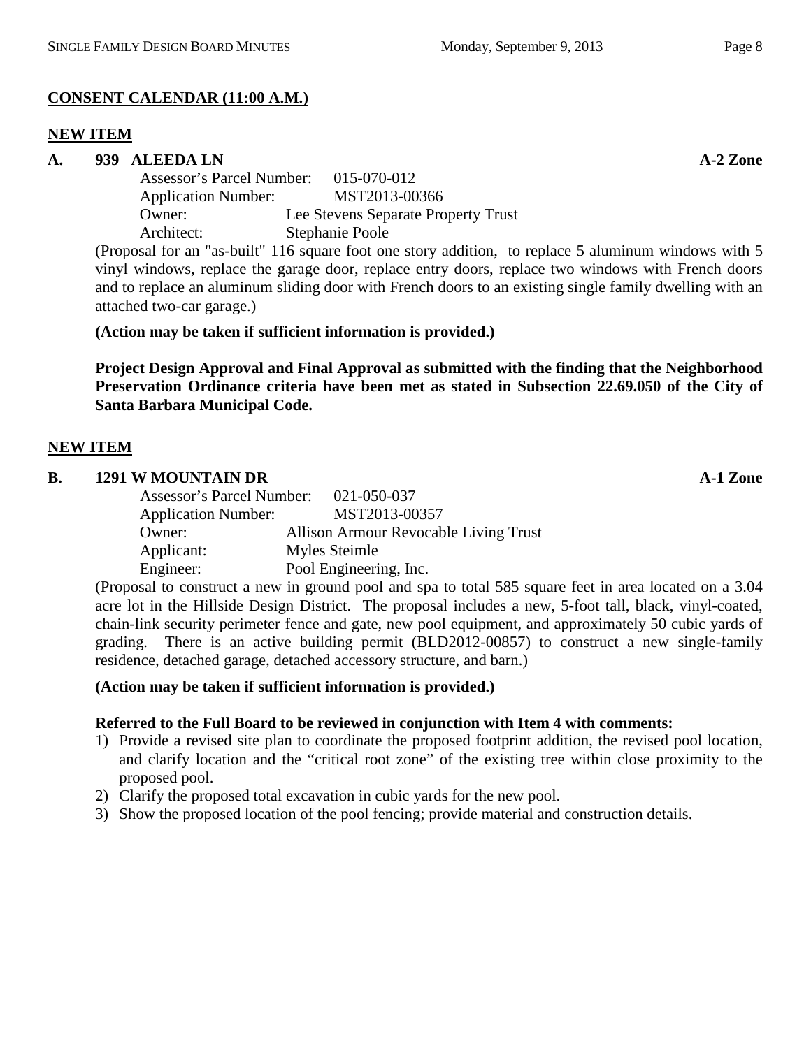**CONSENT CALENDAR (11:00 A.M.)**

**NEW ITEM**

**A. 939 ALEEDA LN** **A-2 Zone**

Assessor's Parcel Number: 015-070-012
Application Number: MST2013-00366
Owner: Lee Stevens Separate Property Trust
Architect: Stephanie Poole

(Proposal for an "as-built" 116 square foot one story addition, to replace 5 aluminum windows with 5 vinyl windows, replace the garage door, replace entry doors, replace two windows with French doors and to replace an aluminum sliding door with French doors to an existing single family dwelling with an attached two-car garage.)

**(Action may be taken if sufficient information is provided.)**

**Project Design Approval and Final Approval as submitted with the finding that the Neighborhood Preservation Ordinance criteria have been met as stated in Subsection 22.69.050 of the City of Santa Barbara Municipal Code.**

**NEW ITEM**

**B. 1291 W MOUNTAIN DR** **A-1 Zone**

Assessor's Parcel Number: 021-050-037
Application Number: MST2013-00357
Owner: Allison Armour Revocable Living Trust
Applicant: Myles Steimle
Engineer: Pool Engineering, Inc.

(Proposal to construct a new in ground pool and spa to total 585 square feet in area located on a 3.04 acre lot in the Hillside Design District. The proposal includes a new, 5-foot tall, black, vinyl-coated, chain-link security perimeter fence and gate, new pool equipment, and approximately 50 cubic yards of grading. There is an active building permit (BLD2012-00857) to construct a new single-family residence, detached garage, detached accessory structure, and barn.)

**(Action may be taken if sufficient information is provided.)**

**Referred to the Full Board to be reviewed in conjunction with Item 4 with comments:**

1) Provide a revised site plan to coordinate the proposed footprint addition, the revised pool location, and clarify location and the "critical root zone" of the existing tree within close proximity to the proposed pool.
2) Clarify the proposed total excavation in cubic yards for the new pool.
3) Show the proposed location of the pool fencing; provide material and construction details.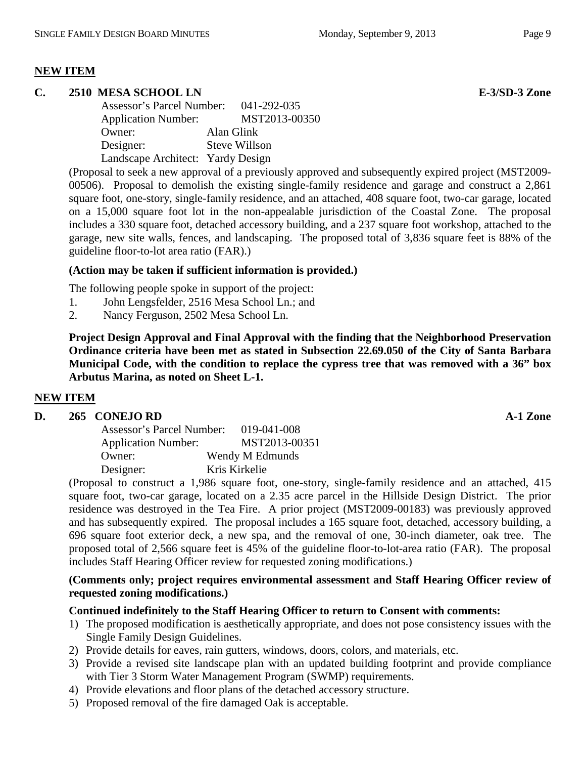## NEW ITEM

### C. 2510 MESA SCHOOL LN — E-3/SD-3 Zone

Assessor's Parcel Number: 041-292-035
Application Number: MST2013-00350
Owner: Alan Glink
Designer: Steve Willson
Landscape Architect: Yardy Design

(Proposal to seek a new approval of a previously approved and subsequently expired project (MST2009-00506). Proposal to demolish the existing single-family residence and garage and construct a 2,861 square foot, one-story, single-family residence, and an attached, 408 square foot, two-car garage, located on a 15,000 square foot lot in the non-appealable jurisdiction of the Coastal Zone. The proposal includes a 330 square foot, detached accessory building, and a 237 square foot workshop, attached to the garage, new site walls, fences, and landscaping. The proposed total of 3,836 square feet is 88% of the guideline floor-to-lot area ratio (FAR).)

**(Action may be taken if sufficient information is provided.)**

The following people spoke in support of the project:

1. John Lengsfelder, 2516 Mesa School Ln.; and
2. Nancy Ferguson, 2502 Mesa School Ln.

**Project Design Approval and Final Approval with the finding that the Neighborhood Preservation Ordinance criteria have been met as stated in Subsection 22.69.050 of the City of Santa Barbara Municipal Code, with the condition to replace the cypress tree that was removed with a 36" box Arbutus Marina, as noted on Sheet L-1.**

## NEW ITEM

### D. 265 CONEJO RD — A-1 Zone

Assessor's Parcel Number: 019-041-008
Application Number: MST2013-00351
Owner: Wendy M Edmunds
Designer: Kris Kirkelie

(Proposal to construct a 1,986 square foot, one-story, single-family residence and an attached, 415 square foot, two-car garage, located on a 2.35 acre parcel in the Hillside Design District. The prior residence was destroyed in the Tea Fire. A prior project (MST2009-00183) was previously approved and has subsequently expired. The proposal includes a 165 square foot, detached, accessory building, a 696 square foot exterior deck, a new spa, and the removal of one, 30-inch diameter, oak tree. The proposed total of 2,566 square feet is 45% of the guideline floor-to-lot-area ratio (FAR). The proposal includes Staff Hearing Officer review for requested zoning modifications.)

**(Comments only; project requires environmental assessment and Staff Hearing Officer review of requested zoning modifications.)**

**Continued indefinitely to the Staff Hearing Officer to return to Consent with comments:**

1) The proposed modification is aesthetically appropriate, and does not pose consistency issues with the Single Family Design Guidelines.
2) Provide details for eaves, rain gutters, windows, doors, colors, and materials, etc.
3) Provide a revised site landscape plan with an updated building footprint and provide compliance with Tier 3 Storm Water Management Program (SWMP) requirements.
4) Provide elevations and floor plans of the detached accessory structure.
5) Proposed removal of the fire damaged Oak is acceptable.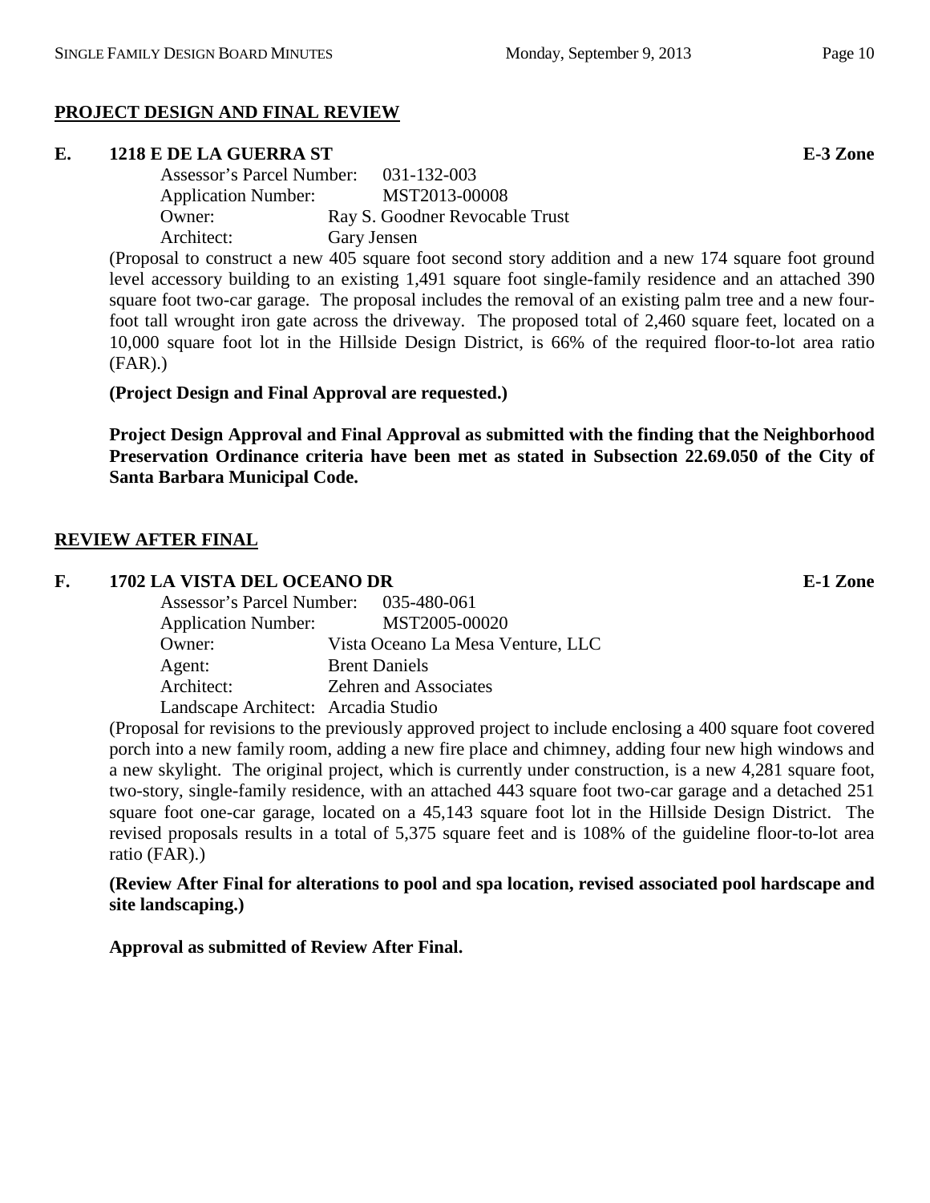## PROJECT DESIGN AND FINAL REVIEW

### E. 1218 E DE LA GUERRA ST — E-3 Zone

Assessor's Parcel Number: 031-132-003
Application Number: MST2013-00008
Owner: Ray S. Goodner Revocable Trust
Architect: Gary Jensen

(Proposal to construct a new 405 square foot second story addition and a new 174 square foot ground level accessory building to an existing 1,491 square foot single-family residence and an attached 390 square foot two-car garage. The proposal includes the removal of an existing palm tree and a new four-foot tall wrought iron gate across the driveway. The proposed total of 2,460 square feet, located on a 10,000 square foot lot in the Hillside Design District, is 66% of the required floor-to-lot area ratio (FAR).)

**(Project Design and Final Approval are requested.)**

**Project Design Approval and Final Approval as submitted with the finding that the Neighborhood Preservation Ordinance criteria have been met as stated in Subsection 22.69.050 of the City of Santa Barbara Municipal Code.**

## REVIEW AFTER FINAL

### F. 1702 LA VISTA DEL OCEANO DR — E-1 Zone

Assessor's Parcel Number: 035-480-061
Application Number: MST2005-00020
Owner: Vista Oceano La Mesa Venture, LLC
Agent: Brent Daniels
Architect: Zehren and Associates
Landscape Architect: Arcadia Studio

(Proposal for revisions to the previously approved project to include enclosing a 400 square foot covered porch into a new family room, adding a new fire place and chimney, adding four new high windows and a new skylight. The original project, which is currently under construction, is a new 4,281 square foot, two-story, single-family residence, with an attached 443 square foot two-car garage and a detached 251 square foot one-car garage, located on a 45,143 square foot lot in the Hillside Design District. The revised proposals results in a total of 5,375 square feet and is 108% of the guideline floor-to-lot area ratio (FAR).)

**(Review After Final for alterations to pool and spa location, revised associated pool hardscape and site landscaping.)**

**Approval as submitted of Review After Final.**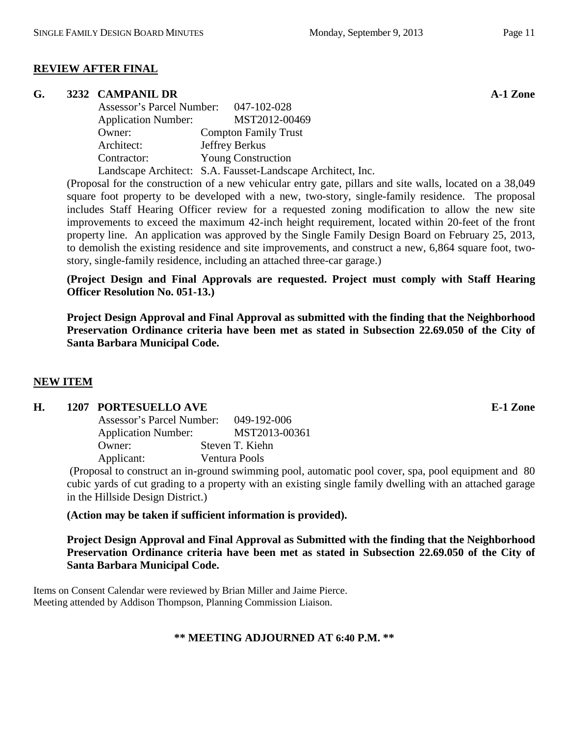## REVIEW AFTER FINAL

### G. 3232 CAMPANIL DR — A-1 Zone

Assessor's Parcel Number: 047-102-028
Application Number: MST2012-00469
Owner: Compton Family Trust
Architect: Jeffrey Berkus
Contractor: Young Construction
Landscape Architect: S.A. Fausset-Landscape Architect, Inc.

(Proposal for the construction of a new vehicular entry gate, pillars and site walls, located on a 38,049 square foot property to be developed with a new, two-story, single-family residence. The proposal includes Staff Hearing Officer review for a requested zoning modification to allow the new site improvements to exceed the maximum 42-inch height requirement, located within 20-feet of the front property line. An application was approved by the Single Family Design Board on February 25, 2013, to demolish the existing residence and site improvements, and construct a new, 6,864 square foot, two-story, single-family residence, including an attached three-car garage.)

**(Project Design and Final Approvals are requested. Project must comply with Staff Hearing Officer Resolution No. 051-13.)**

**Project Design Approval and Final Approval as submitted with the finding that the Neighborhood Preservation Ordinance criteria have been met as stated in Subsection 22.69.050 of the City of Santa Barbara Municipal Code.**

## NEW ITEM

### H. 1207 PORTESUELLO AVE — E-1 Zone

Assessor's Parcel Number: 049-192-006
Application Number: MST2013-00361
Owner: Steven T. Kiehn
Applicant: Ventura Pools

(Proposal to construct an in-ground swimming pool, automatic pool cover, spa, pool equipment and 80 cubic yards of cut grading to a property with an existing single family dwelling with an attached garage in the Hillside Design District.)

**(Action may be taken if sufficient information is provided).**

**Project Design Approval and Final Approval as Submitted with the finding that the Neighborhood Preservation Ordinance criteria have been met as stated in Subsection 22.69.050 of the City of Santa Barbara Municipal Code.**

Items on Consent Calendar were reviewed by Brian Miller and Jaime Pierce.
Meeting attended by Addison Thompson, Planning Commission Liaison.

**\*\* MEETING ADJOURNED AT 6:40 P.M. \*\***